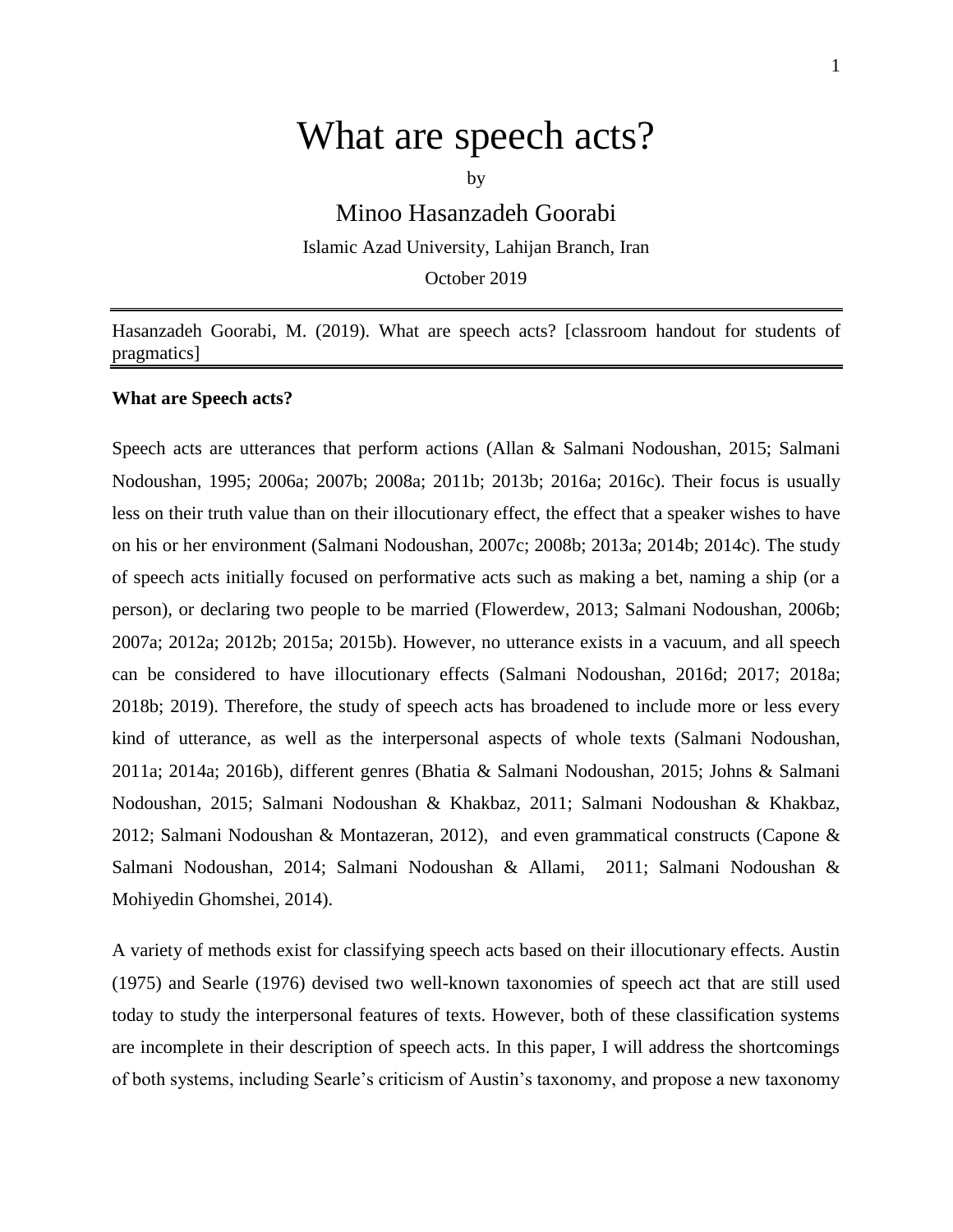# What are speech acts?

by

Minoo Hasanzadeh Goorabi

Islamic Azad University, Lahijan Branch, Iran

October 2019

---

Hasanzadeh Goorabi, M. (2019). What are speech acts? [classroom handout for students of pragmatics]

---

**What are Speech acts?**

Speech acts are utterances that perform actions (Allan & Salmani Nodoushan, 2015; Salmani Nodoushan, 1995; 2006a; 2007b; 2008a; 2011b; 2013b; 2016a; 2016c). Their focus is usually less on their truth value than on their illocutionary effect, the effect that a speaker wishes to have on his or her environment (Salmani Nodoushan, 2007c; 2008b; 2013a; 2014b; 2014c). The study of speech acts initially focused on performative acts such as making a bet, naming a ship (or a person), or declaring two people to be married (Flowerdew, 2013; Salmani Nodoushan, 2006b; 2007a; 2012a; 2012b; 2015a; 2015b). However, no utterance exists in a vacuum, and all speech can be considered to have illocutionary effects (Salmani Nodoushan, 2016d; 2017; 2018a; 2018b; 2019). Therefore, the study of speech acts has broadened to include more or less every kind of utterance, as well as the interpersonal aspects of whole texts (Salmani Nodoushan, 2011a; 2014a; 2016b), different genres (Bhatia & Salmani Nodoushan, 2015; Johns & Salmani Nodoushan, 2015; Salmani Nodoushan & Khakbaz, 2011; Salmani Nodoushan & Khakbaz, 2012; Salmani Nodoushan & Montazeran, 2012), and even grammatical constructs (Capone & Salmani Nodoushan, 2014; Salmani Nodoushan & Allami, 2011; Salmani Nodoushan & Mohiyedin Ghomshei, 2014).

A variety of methods exist for classifying speech acts based on their illocutionary effects. Austin (1975) and Searle (1976) devised two well-known taxonomies of speech act that are still used today to study the interpersonal features of texts. However, both of these classification systems are incomplete in their description of speech acts. In this paper, I will address the shortcomings of both systems, including Searle's criticism of Austin's taxonomy, and propose a new taxonomy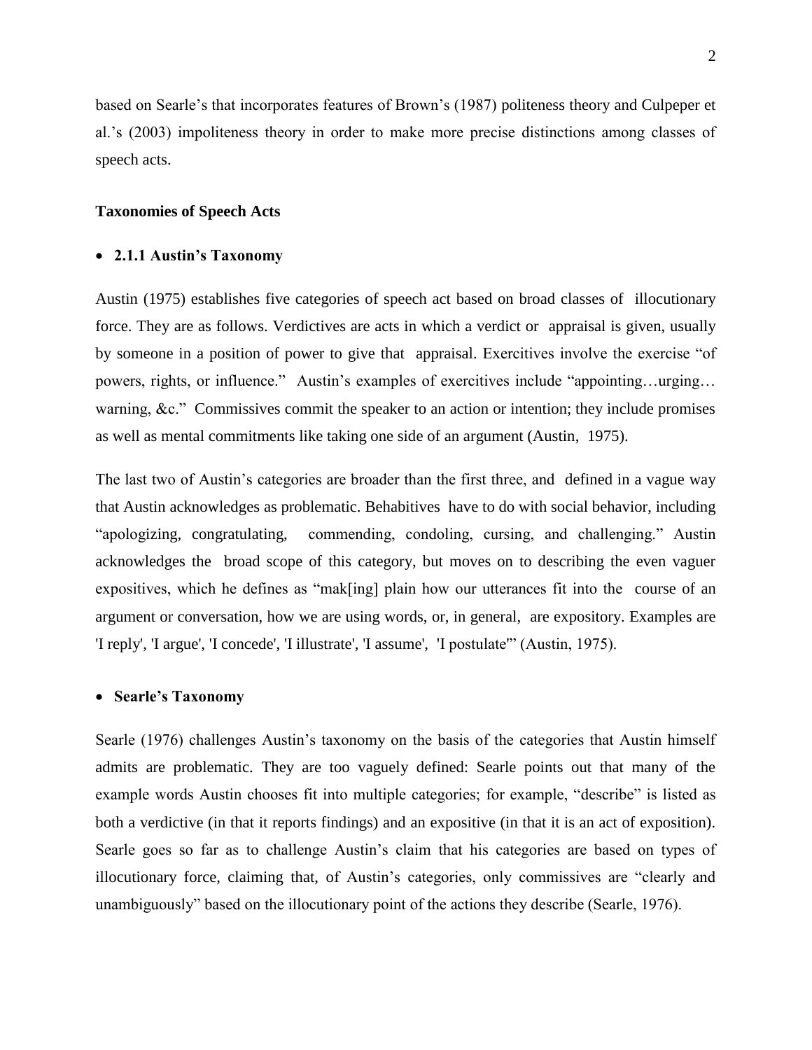based on Searle's that incorporates features of Brown's (1987) politeness theory and Culpeper et al.'s (2003) impoliteness theory in order to make more precise distinctions among classes of speech acts.

## Taxonomies of Speech Acts

- **2.1.1 Austin's Taxonomy**

Austin (1975) establishes five categories of speech act based on broad classes of illocutionary force. They are as follows. Verdictives are acts in which a verdict or appraisal is given, usually by someone in a position of power to give that appraisal. Exercitives involve the exercise "of powers, rights, or influence." Austin's examples of exercitives include "appointing…urging… warning, &c." Commissives commit the speaker to an action or intention; they include promises as well as mental commitments like taking one side of an argument (Austin, 1975).

The last two of Austin's categories are broader than the first three, and defined in a vague way that Austin acknowledges as problematic. Behabitives have to do with social behavior, including "apologizing, congratulating, commending, condoling, cursing, and challenging." Austin acknowledges the broad scope of this category, but moves on to describing the even vaguer expositives, which he defines as "mak[ing] plain how our utterances fit into the course of an argument or conversation, how we are using words, or, in general, are expository. Examples are 'I reply', 'I argue', 'I concede', 'I illustrate', 'I assume', 'I postulate'" (Austin, 1975).

- **Searle's Taxonomy**

Searle (1976) challenges Austin's taxonomy on the basis of the categories that Austin himself admits are problematic. They are too vaguely defined: Searle points out that many of the example words Austin chooses fit into multiple categories; for example, "describe" is listed as both a verdictive (in that it reports findings) and an expositive (in that it is an act of exposition). Searle goes so far as to challenge Austin's claim that his categories are based on types of illocutionary force, claiming that, of Austin's categories, only commissives are "clearly and unambiguously" based on the illocutionary point of the actions they describe (Searle, 1976).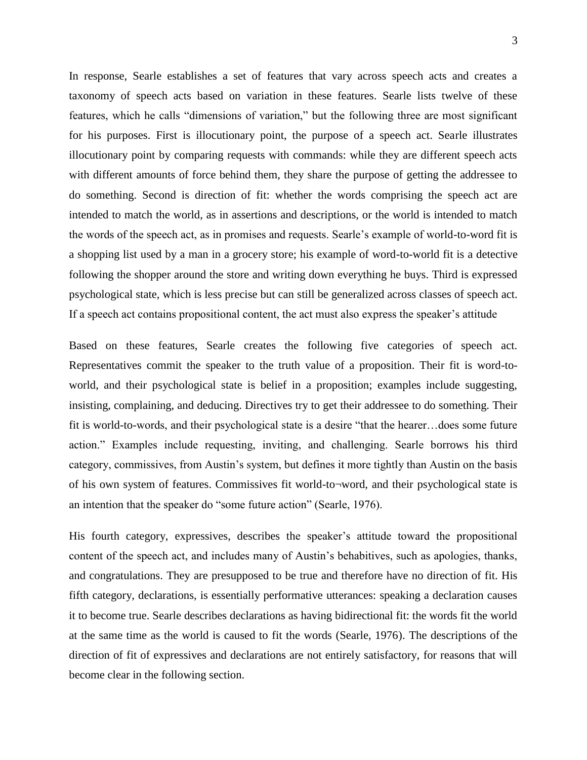In response, Searle establishes a set of features that vary across speech acts and creates a taxonomy of speech acts based on variation in these features. Searle lists twelve of these features, which he calls "dimensions of variation," but the following three are most significant for his purposes. First is illocutionary point, the purpose of a speech act. Searle illustrates illocutionary point by comparing requests with commands: while they are different speech acts with different amounts of force behind them, they share the purpose of getting the addressee to do something. Second is direction of fit: whether the words comprising the speech act are intended to match the world, as in assertions and descriptions, or the world is intended to match the words of the speech act, as in promises and requests. Searle's example of world-to-word fit is a shopping list used by a man in a grocery store; his example of word-to-world fit is a detective following the shopper around the store and writing down everything he buys. Third is expressed psychological state, which is less precise but can still be generalized across classes of speech act. If a speech act contains propositional content, the act must also express the speaker's attitude

Based on these features, Searle creates the following five categories of speech act. Representatives commit the speaker to the truth value of a proposition. Their fit is word-to-world, and their psychological state is belief in a proposition; examples include suggesting, insisting, complaining, and deducing. Directives try to get their addressee to do something. Their fit is world-to-words, and their psychological state is a desire "that the hearer…does some future action." Examples include requesting, inviting, and challenging. Searle borrows his third category, commissives, from Austin's system, but defines it more tightly than Austin on the basis of his own system of features. Commissives fit world-to¬word, and their psychological state is an intention that the speaker do "some future action" (Searle, 1976).

His fourth category, expressives, describes the speaker's attitude toward the propositional content of the speech act, and includes many of Austin's behabitives, such as apologies, thanks, and congratulations. They are presupposed to be true and therefore have no direction of fit. His fifth category, declarations, is essentially performative utterances: speaking a declaration causes it to become true. Searle describes declarations as having bidirectional fit: the words fit the world at the same time as the world is caused to fit the words (Searle, 1976). The descriptions of the direction of fit of expressives and declarations are not entirely satisfactory, for reasons that will become clear in the following section.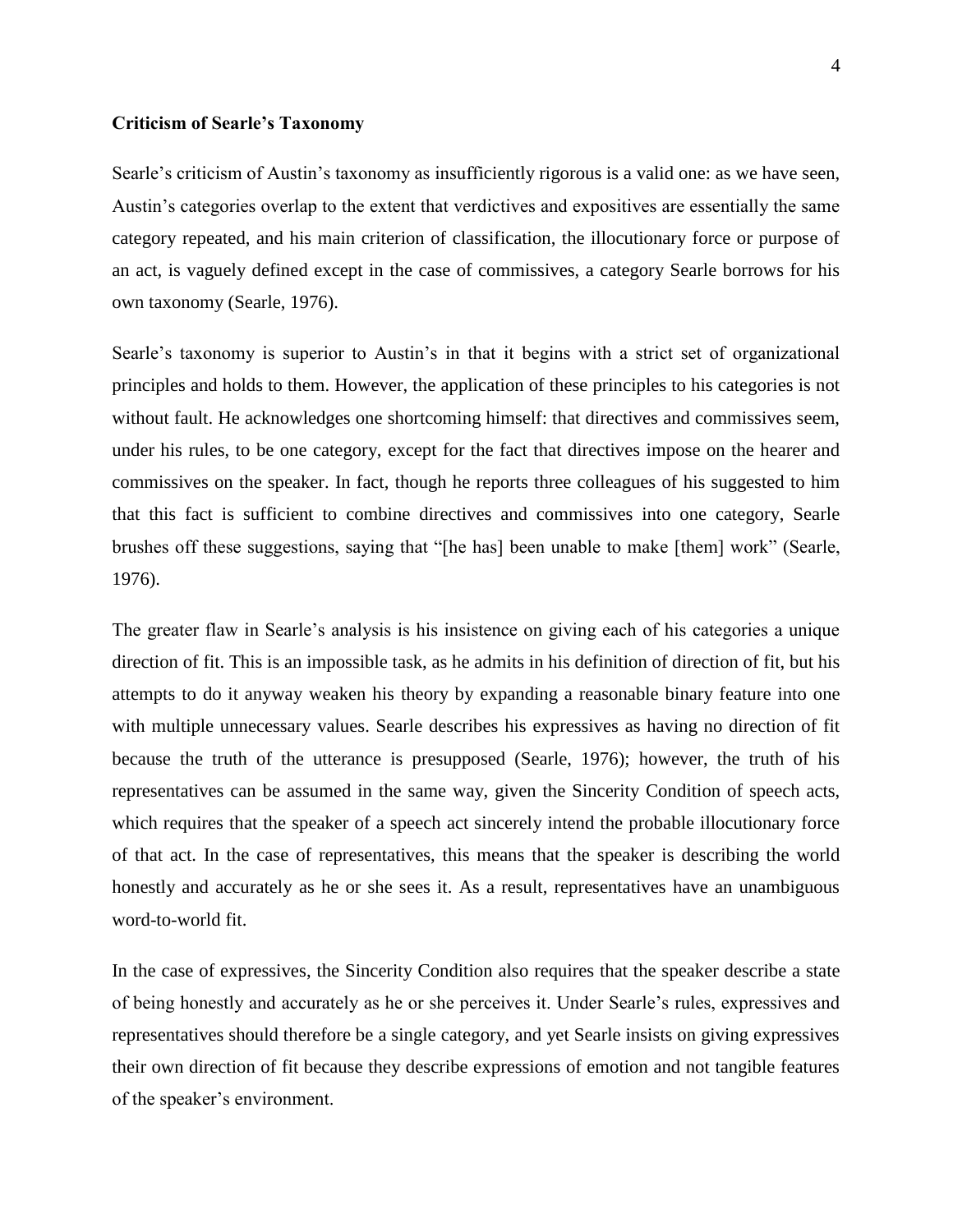**Criticism of Searle's Taxonomy**

Searle's criticism of Austin's taxonomy as insufficiently rigorous is a valid one: as we have seen, Austin's categories overlap to the extent that verdictives and expositives are essentially the same category repeated, and his main criterion of classification, the illocutionary force or purpose of an act, is vaguely defined except in the case of commissives, a category Searle borrows for his own taxonomy (Searle, 1976).

Searle's taxonomy is superior to Austin's in that it begins with a strict set of organizational principles and holds to them. However, the application of these principles to his categories is not without fault. He acknowledges one shortcoming himself: that directives and commissives seem, under his rules, to be one category, except for the fact that directives impose on the hearer and commissives on the speaker. In fact, though he reports three colleagues of his suggested to him that this fact is sufficient to combine directives and commissives into one category, Searle brushes off these suggestions, saying that "[he has] been unable to make [them] work" (Searle, 1976).

The greater flaw in Searle's analysis is his insistence on giving each of his categories a unique direction of fit. This is an impossible task, as he admits in his definition of direction of fit, but his attempts to do it anyway weaken his theory by expanding a reasonable binary feature into one with multiple unnecessary values. Searle describes his expressives as having no direction of fit because the truth of the utterance is presupposed (Searle, 1976); however, the truth of his representatives can be assumed in the same way, given the Sincerity Condition of speech acts, which requires that the speaker of a speech act sincerely intend the probable illocutionary force of that act. In the case of representatives, this means that the speaker is describing the world honestly and accurately as he or she sees it. As a result, representatives have an unambiguous word-to-world fit.

In the case of expressives, the Sincerity Condition also requires that the speaker describe a state of being honestly and accurately as he or she perceives it. Under Searle's rules, expressives and representatives should therefore be a single category, and yet Searle insists on giving expressives their own direction of fit because they describe expressions of emotion and not tangible features of the speaker's environment.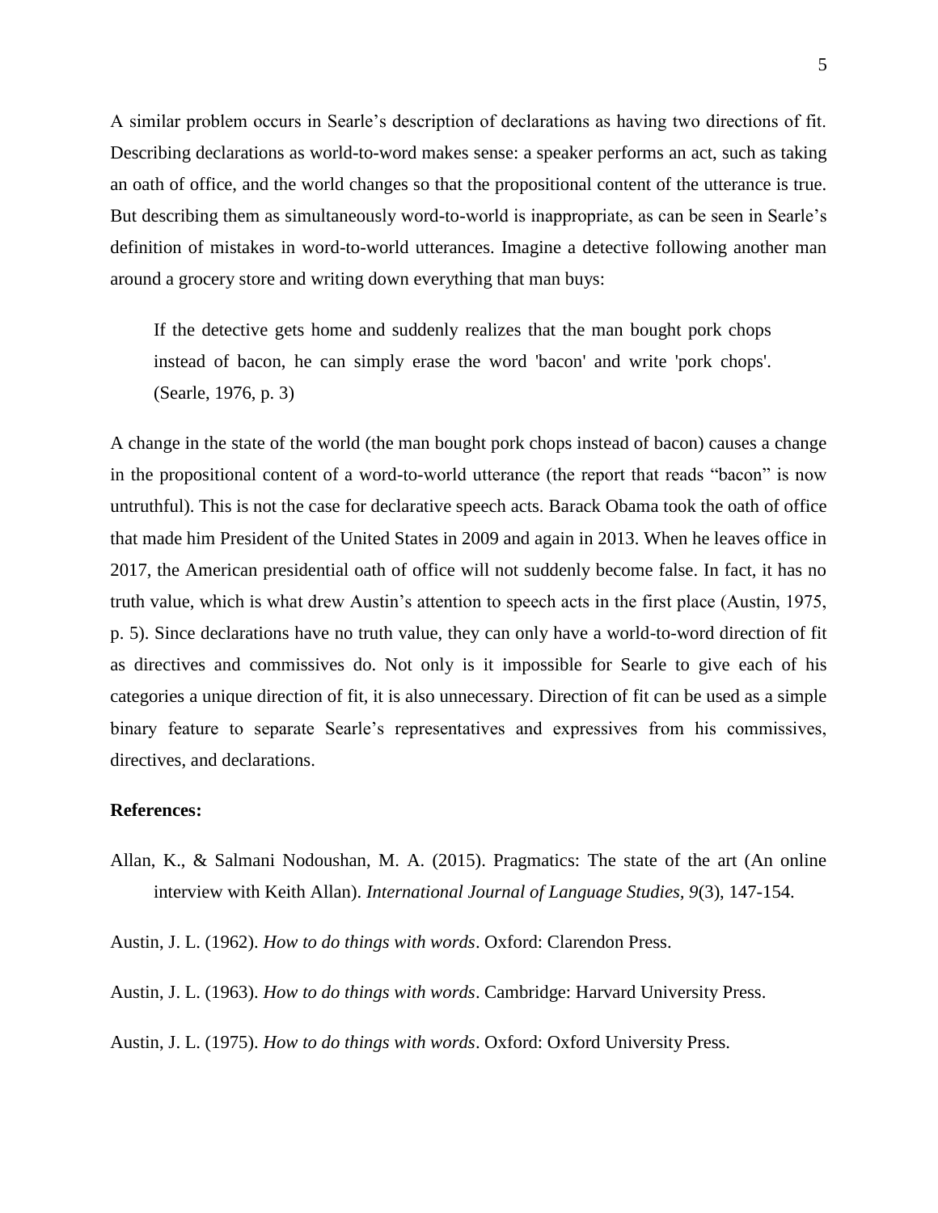A similar problem occurs in Searle's description of declarations as having two directions of fit. Describing declarations as world-to-word makes sense: a speaker performs an act, such as taking an oath of office, and the world changes so that the propositional content of the utterance is true. But describing them as simultaneously word-to-world is inappropriate, as can be seen in Searle's definition of mistakes in word-to-world utterances. Imagine a detective following another man around a grocery store and writing down everything that man buys:

> If the detective gets home and suddenly realizes that the man bought pork chops instead of bacon, he can simply erase the word 'bacon' and write 'pork chops'. (Searle, 1976, p. 3)

A change in the state of the world (the man bought pork chops instead of bacon) causes a change in the propositional content of a word-to-world utterance (the report that reads "bacon" is now untruthful). This is not the case for declarative speech acts. Barack Obama took the oath of office that made him President of the United States in 2009 and again in 2013. When he leaves office in 2017, the American presidential oath of office will not suddenly become false. In fact, it has no truth value, which is what drew Austin's attention to speech acts in the first place (Austin, 1975, p. 5). Since declarations have no truth value, they can only have a world-to-word direction of fit as directives and commissives do. Not only is it impossible for Searle to give each of his categories a unique direction of fit, it is also unnecessary. Direction of fit can be used as a simple binary feature to separate Searle's representatives and expressives from his commissives, directives, and declarations.

**References:**

Allan, K., & Salmani Nodoushan, M. A. (2015). Pragmatics: The state of the art (An online interview with Keith Allan). *International Journal of Language Studies, 9*(3), 147-154.

Austin, J. L. (1962). *How to do things with words*. Oxford: Clarendon Press.

Austin, J. L. (1963). *How to do things with words*. Cambridge: Harvard University Press.

Austin, J. L. (1975). *How to do things with words*. Oxford: Oxford University Press.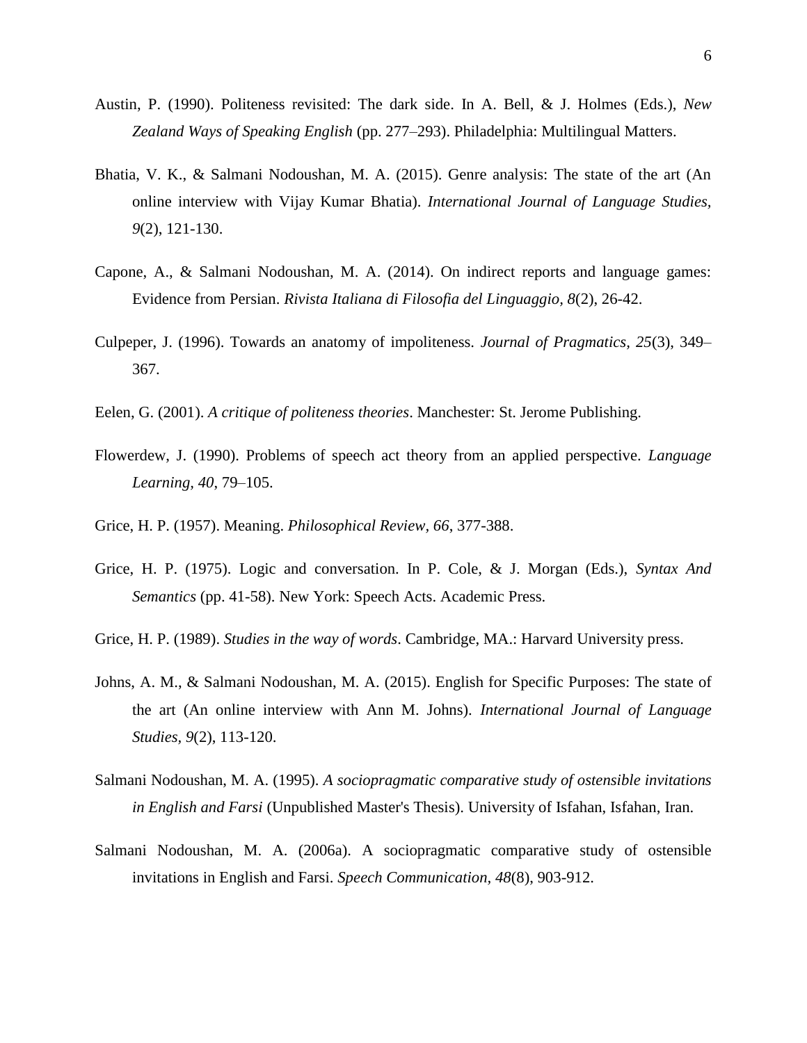Austin, P. (1990). Politeness revisited: The dark side. In A. Bell, & J. Holmes (Eds.), *New Zealand Ways of Speaking English* (pp. 277–293). Philadelphia: Multilingual Matters.

Bhatia, V. K., & Salmani Nodoushan, M. A. (2015). Genre analysis: The state of the art (An online interview with Vijay Kumar Bhatia). *International Journal of Language Studies*, *9*(2), 121-130.

Capone, A., & Salmani Nodoushan, M. A. (2014). On indirect reports and language games: Evidence from Persian. *Rivista Italiana di Filosofia del Linguaggio, 8*(2), 26-42.

Culpeper, J. (1996). Towards an anatomy of impoliteness. *Journal of Pragmatics*, *25*(3), 349–367.

Eelen, G. (2001). *A critique of politeness theories*. Manchester: St. Jerome Publishing.

Flowerdew, J. (1990). Problems of speech act theory from an applied perspective. *Language Learning, 40*, 79–105.

Grice, H. P. (1957). Meaning. *Philosophical Review, 66*, 377-388.

Grice, H. P. (1975). Logic and conversation. In P. Cole, & J. Morgan (Eds.), *Syntax And Semantics* (pp. 41-58). New York: Speech Acts. Academic Press.

Grice, H. P. (1989). *Studies in the way of words*. Cambridge, MA.: Harvard University press.

Johns, A. M., & Salmani Nodoushan, M. A. (2015). English for Specific Purposes: The state of the art (An online interview with Ann M. Johns). *International Journal of Language Studies*, *9*(2), 113-120.

Salmani Nodoushan, M. A. (1995). *A sociopragmatic comparative study of ostensible invitations in English and Farsi* (Unpublished Master's Thesis). University of Isfahan, Isfahan, Iran.

Salmani Nodoushan, M. A. (2006a). A sociopragmatic comparative study of ostensible invitations in English and Farsi. *Speech Communication*, *48*(8), 903-912.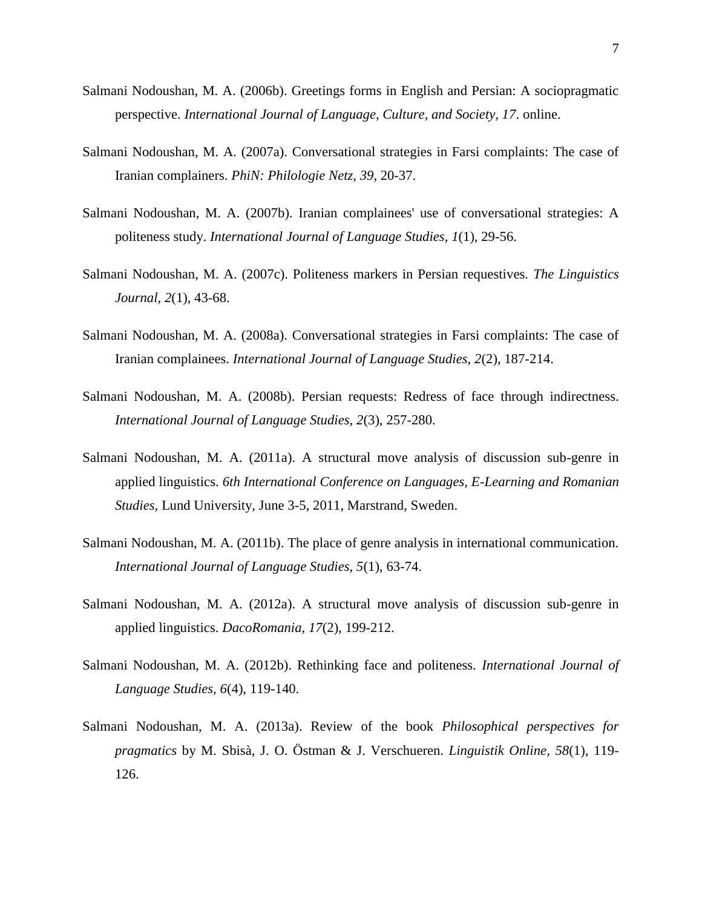Salmani Nodoushan, M. A. (2006b). Greetings forms in English and Persian: A sociopragmatic perspective. *International Journal of Language, Culture, and Society, 17*. online.

Salmani Nodoushan, M. A. (2007a). Conversational strategies in Farsi complaints: The case of Iranian complainers. *PhiN: Philologie Netz, 39*, 20-37.

Salmani Nodoushan, M. A. (2007b). Iranian complainees' use of conversational strategies: A politeness study. *International Journal of Language Studies, 1*(1), 29-56.

Salmani Nodoushan, M. A. (2007c). Politeness markers in Persian requestives. *The Linguistics Journal, 2*(1), 43-68.

Salmani Nodoushan, M. A. (2008a). Conversational strategies in Farsi complaints: The case of Iranian complainees. *International Journal of Language Studies*, *2*(2), 187-214.

Salmani Nodoushan, M. A. (2008b). Persian requests: Redress of face through indirectness. *International Journal of Language Studies, 2*(3), 257-280.

Salmani Nodoushan, M. A. (2011a). A structural move analysis of discussion sub-genre in applied linguistics. *6th International Conference on Languages, E-Learning and Romanian Studies*, Lund University, June 3-5, 2011, Marstrand, Sweden.

Salmani Nodoushan, M. A. (2011b). The place of genre analysis in international communication. *International Journal of Language Studies, 5*(1), 63-74.

Salmani Nodoushan, M. A. (2012a). A structural move analysis of discussion sub-genre in applied linguistics. *DacoRomania, 17*(2), 199-212.

Salmani Nodoushan, M. A. (2012b). Rethinking face and politeness. *International Journal of Language Studies*, *6*(4), 119-140.

Salmani Nodoushan, M. A. (2013a). Review of the book *Philosophical perspectives for pragmatics* by M. Sbisà, J. O. Östman & J. Verschueren. *Linguistik Online*, *58*(1), 119-126.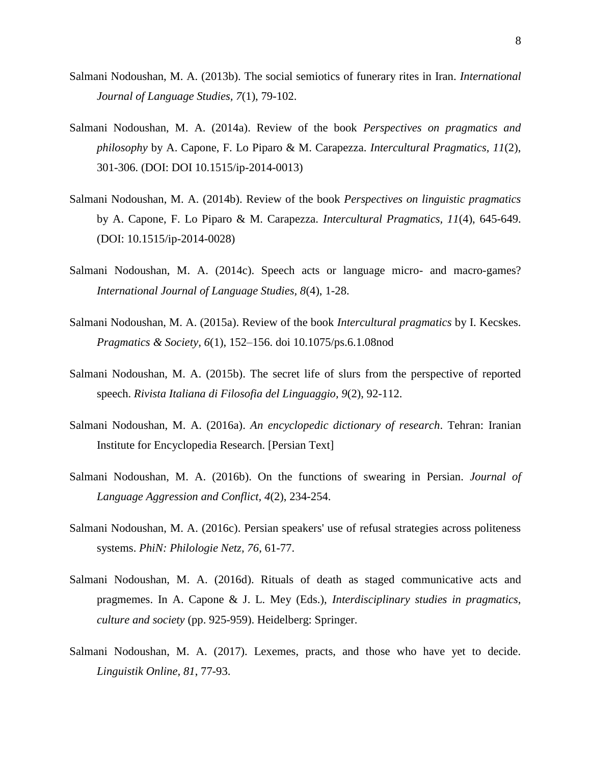Salmani Nodoushan, M. A. (2013b). The social semiotics of funerary rites in Iran. *International Journal of Language Studies, 7*(1), 79-102.

Salmani Nodoushan, M. A. (2014a). Review of the book *Perspectives on pragmatics and philosophy* by A. Capone, F. Lo Piparo & M. Carapezza. *Intercultural Pragmatics, 11*(2), 301-306. (DOI: DOI 10.1515/ip-2014-0013)

Salmani Nodoushan, M. A. (2014b). Review of the book *Perspectives on linguistic pragmatics* by A. Capone, F. Lo Piparo & M. Carapezza. *Intercultural Pragmatics, 11*(4), 645-649. (DOI: 10.1515/ip-2014-0028)

Salmani Nodoushan, M. A. (2014c). Speech acts or language micro- and macro-games? *International Journal of Language Studies, 8*(4), 1-28.

Salmani Nodoushan, M. A. (2015a). Review of the book *Intercultural pragmatics* by I. Kecskes. *Pragmatics & Society, 6*(1), 152–156. doi 10.1075/ps.6.1.08nod

Salmani Nodoushan, M. A. (2015b). The secret life of slurs from the perspective of reported speech. *Rivista Italiana di Filosofia del Linguaggio, 9*(2), 92-112.

Salmani Nodoushan, M. A. (2016a). *An encyclopedic dictionary of research*. Tehran: Iranian Institute for Encyclopedia Research. [Persian Text]

Salmani Nodoushan, M. A. (2016b). On the functions of swearing in Persian. *Journal of Language Aggression and Conflict, 4*(2), 234-254.

Salmani Nodoushan, M. A. (2016c). Persian speakers' use of refusal strategies across politeness systems. *PhiN: Philologie Netz, 76*, 61-77.

Salmani Nodoushan, M. A. (2016d). Rituals of death as staged communicative acts and pragmemes. In A. Capone & J. L. Mey (Eds.), *Interdisciplinary studies in pragmatics, culture and society* (pp. 925-959). Heidelberg: Springer.

Salmani Nodoushan, M. A. (2017). Lexemes, practs, and those who have yet to decide. *Linguistik Online, 81*, 77-93.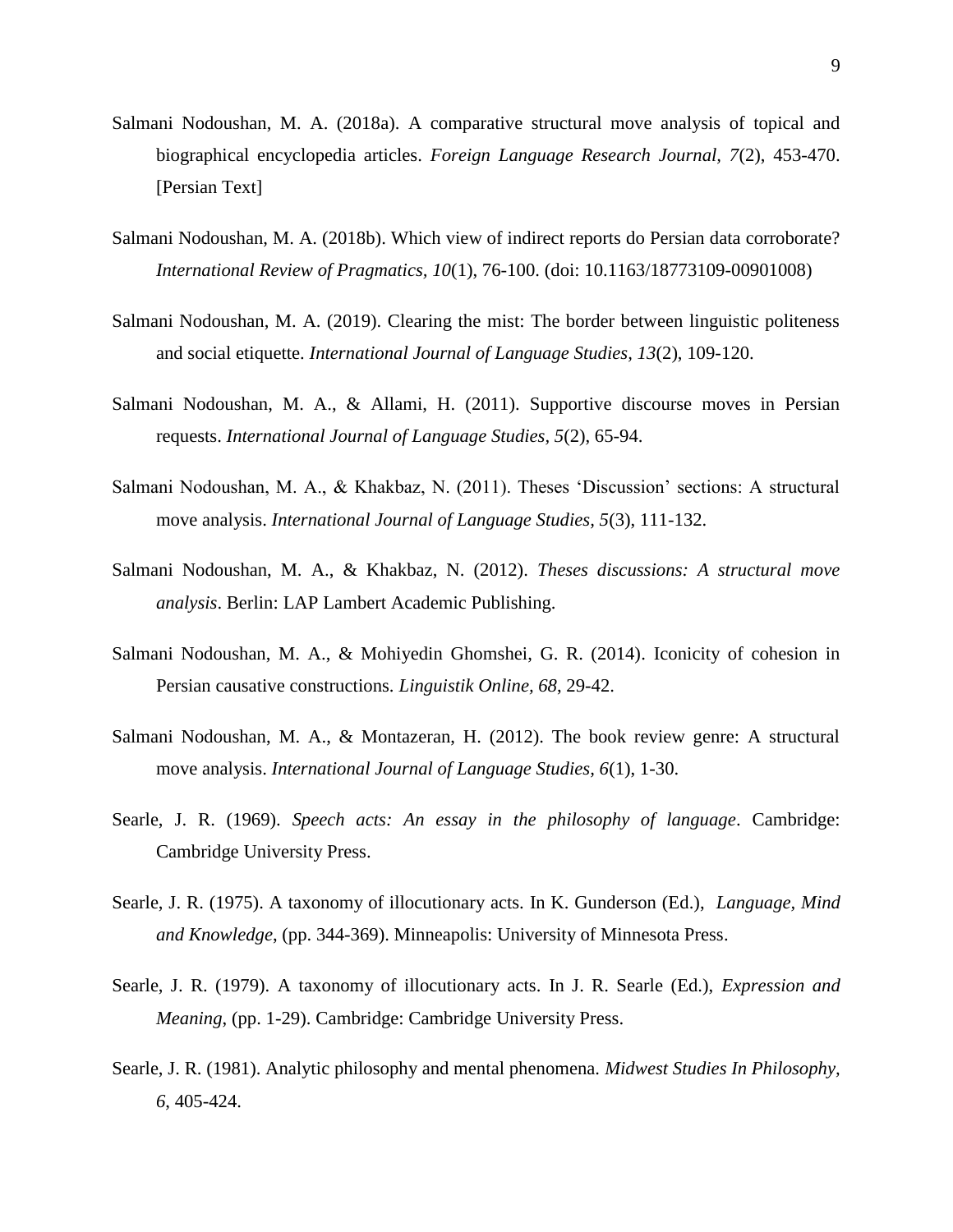Salmani Nodoushan, M. A. (2018a). A comparative structural move analysis of topical and biographical encyclopedia articles. *Foreign Language Research Journal, 7*(2), 453-470. [Persian Text]

Salmani Nodoushan, M. A. (2018b). Which view of indirect reports do Persian data corroborate? *International Review of Pragmatics, 10*(1), 76-100. (doi: 10.1163/18773109-00901008)

Salmani Nodoushan, M. A. (2019). Clearing the mist: The border between linguistic politeness and social etiquette. *International Journal of Language Studies, 13*(2), 109-120.

Salmani Nodoushan, M. A., & Allami, H. (2011). Supportive discourse moves in Persian requests. *International Journal of Language Studies, 5*(2), 65-94.

Salmani Nodoushan, M. A., & Khakbaz, N. (2011). Theses 'Discussion' sections: A structural move analysis. *International Journal of Language Studies, 5*(3), 111-132.

Salmani Nodoushan, M. A., & Khakbaz, N. (2012). *Theses discussions: A structural move analysis*. Berlin: LAP Lambert Academic Publishing.

Salmani Nodoushan, M. A., & Mohiyedin Ghomshei, G. R. (2014). Iconicity of cohesion in Persian causative constructions. *Linguistik Online, 68*, 29-42.

Salmani Nodoushan, M. A., & Montazeran, H. (2012). The book review genre: A structural move analysis. *International Journal of Language Studies, 6*(1), 1-30.

Searle, J. R. (1969). *Speech acts: An essay in the philosophy of language*. Cambridge: Cambridge University Press.

Searle, J. R. (1975). A taxonomy of illocutionary acts. In K. Gunderson (Ed.), *Language, Mind and Knowledge*, (pp. 344-369). Minneapolis: University of Minnesota Press.

Searle, J. R. (1979). A taxonomy of illocutionary acts. In J. R. Searle (Ed.), *Expression and Meaning*, (pp. 1-29). Cambridge: Cambridge University Press.

Searle, J. R. (1981). Analytic philosophy and mental phenomena. *Midwest Studies In Philosophy, 6*, 405-424.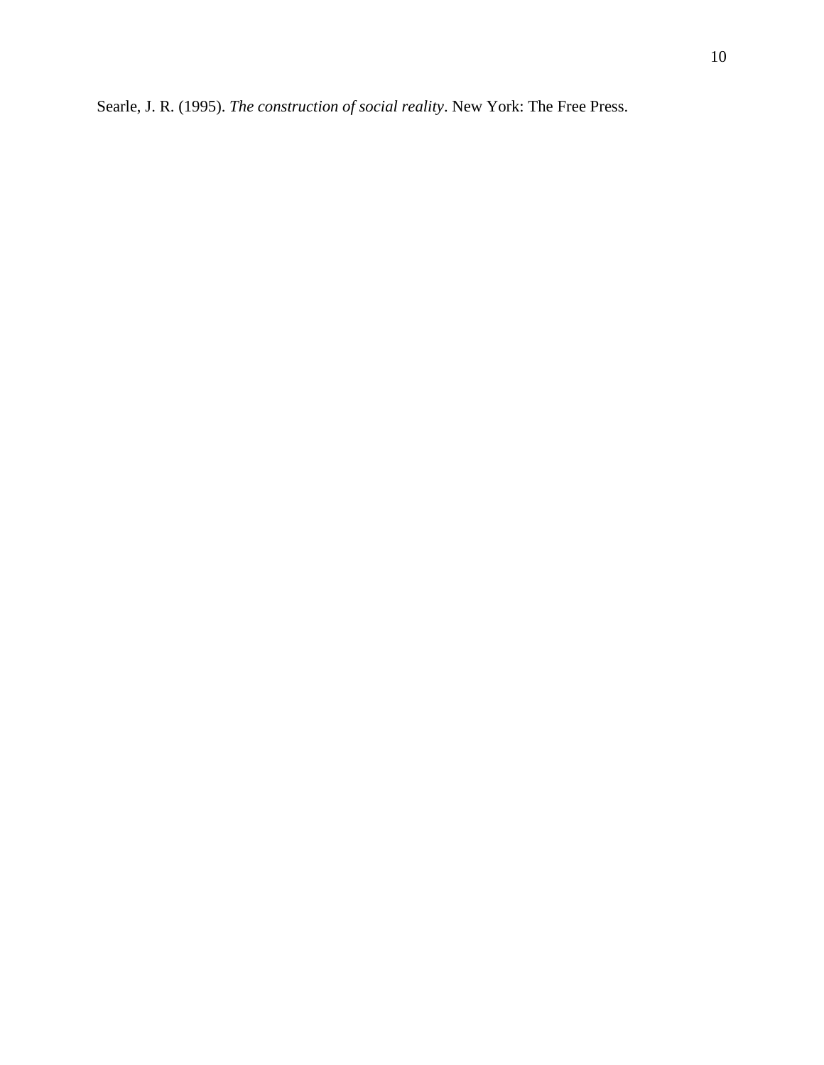Searle, J. R. (1995). *The construction of social reality*. New York: The Free Press.